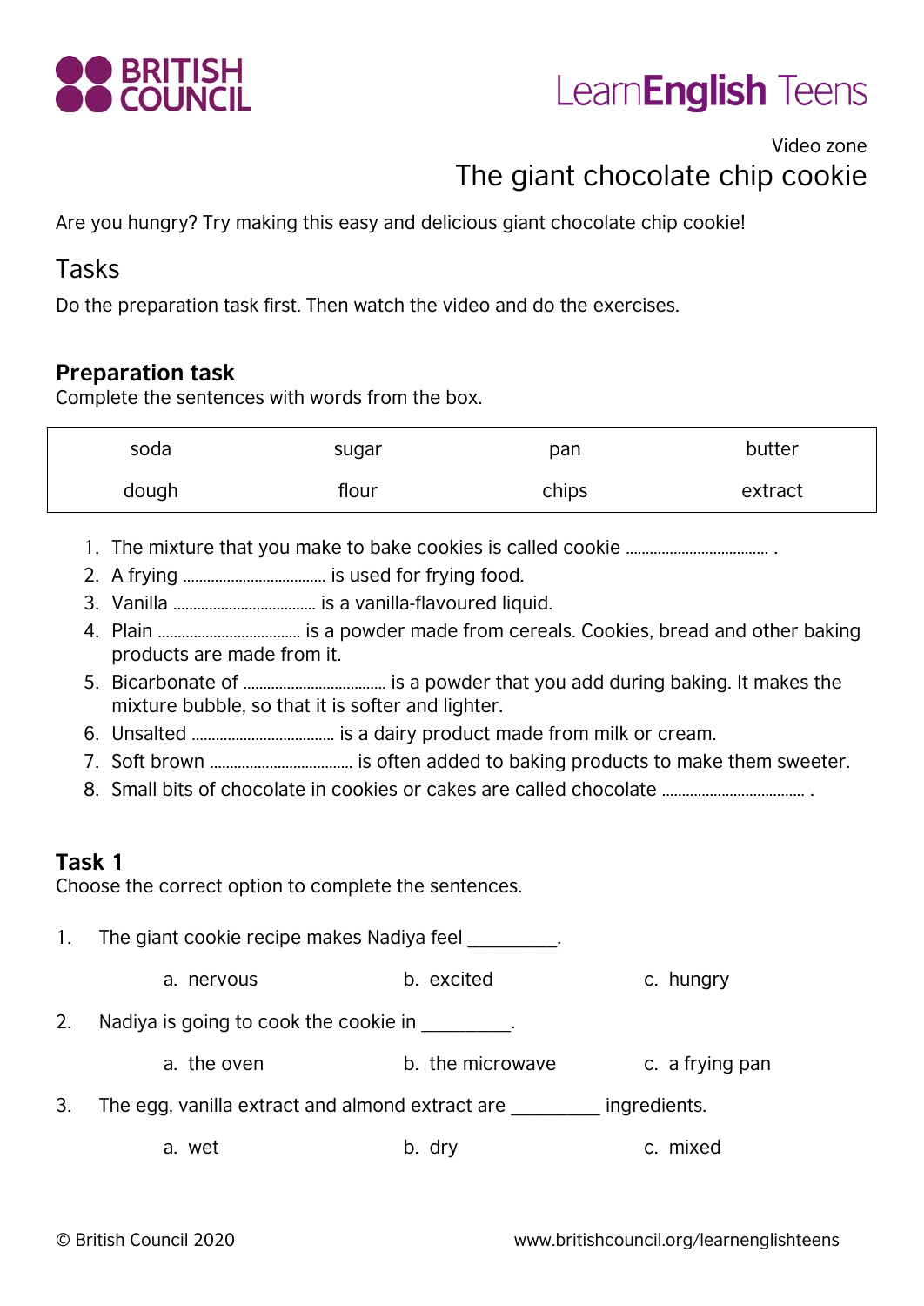BRITISH COUNCIL

LearnEnglish Teens

Video zone

# The giant chocolate chip cookie

Are you hungry? Try making this easy and delicious giant chocolate chip cookie!

## Tasks

Do the preparation task first. Then watch the video and do the exercises.

### Preparation task

Complete the sentences with words from the box.

| soda | sugar | pan | butter |
|---|---|---|---|
| dough | flour | chips | extract |

1. The mixture that you make to bake cookies is called cookie ……………………………… .
2. A frying ……………………………… is used for frying food.
3. Vanilla ……………………………… is a vanilla-flavoured liquid.
4. Plain ……………………………… is a powder made from cereals. Cookies, bread and other baking products are made from it.
5. Bicarbonate of ……………………………… is a powder that you add during baking. It makes the mixture bubble, so that it is softer and lighter.
6. Unsalted ……………………………… is a dairy product made from milk or cream.
7. Soft brown ……………………………… is often added to baking products to make them sweeter.
8. Small bits of chocolate in cookies or cakes are called chocolate ……………………………… .

### Task 1

Choose the correct option to complete the sentences.

1. The giant cookie recipe makes Nadiya feel _________.

   a. nervous  b. excited  c. hungry

2. Nadiya is going to cook the cookie in _________.

   a. the oven  b. the microwave  c. a frying pan

3. The egg, vanilla extract and almond extract are _________ ingredients.

   a. wet  b. dry  c. mixed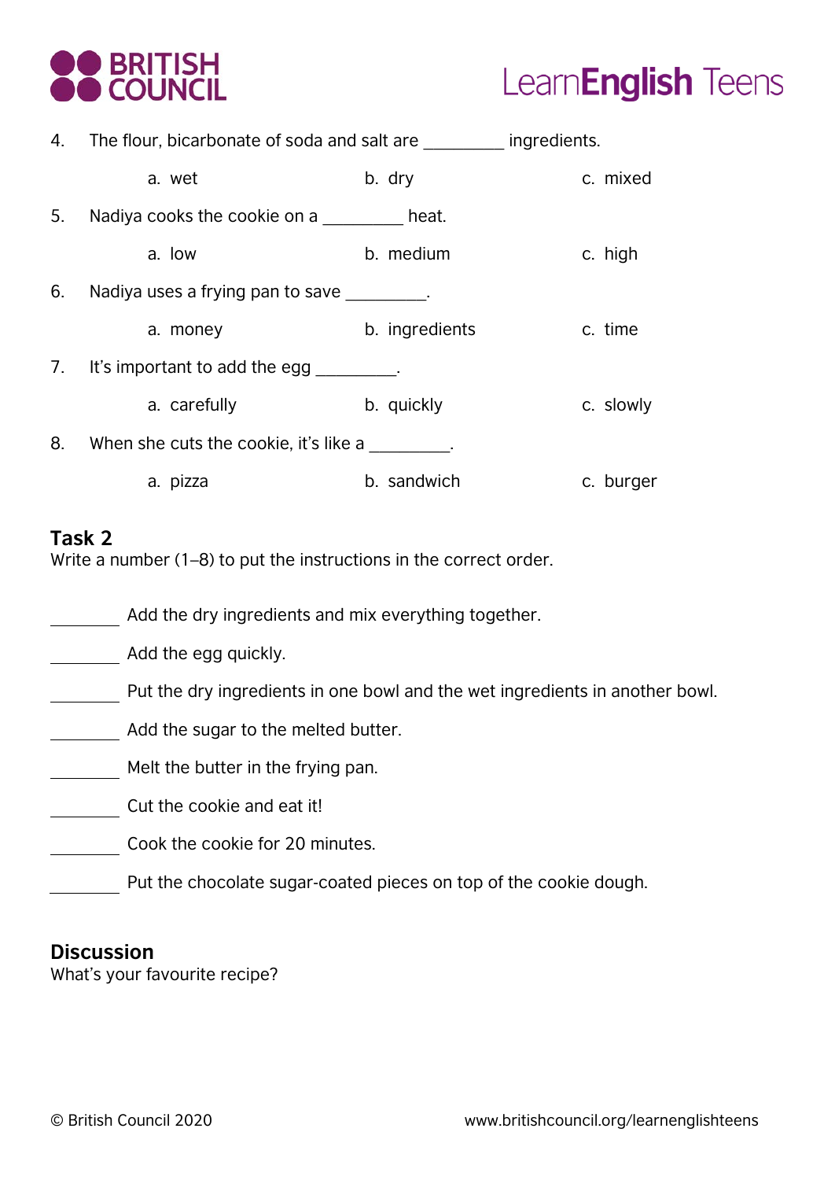4. The flour, bicarbonate of soda and salt are _________ ingredients.

   a. wet　　b. dry　　c. mixed

5. Nadiya cooks the cookie on a _________ heat.

   a. low　　b. medium　　c. high

6. Nadiya uses a frying pan to save _________.

   a. money　　b. ingredients　　c. time

7. It's important to add the egg _________.

   a. carefully　　b. quickly　　c. slowly

8. When she cuts the cookie, it's like a _________.

   a. pizza　　b. sandwich　　c. burger

## Task 2

Write a number (1–8) to put the instructions in the correct order.

________ Add the dry ingredients and mix everything together.

________ Add the egg quickly.

________ Put the dry ingredients in one bowl and the wet ingredients in another bowl.

________ Add the sugar to the melted butter.

________ Melt the butter in the frying pan.

________ Cut the cookie and eat it!

________ Cook the cookie for 20 minutes.

________ Put the chocolate sugar-coated pieces on top of the cookie dough.

## Discussion

What's your favourite recipe?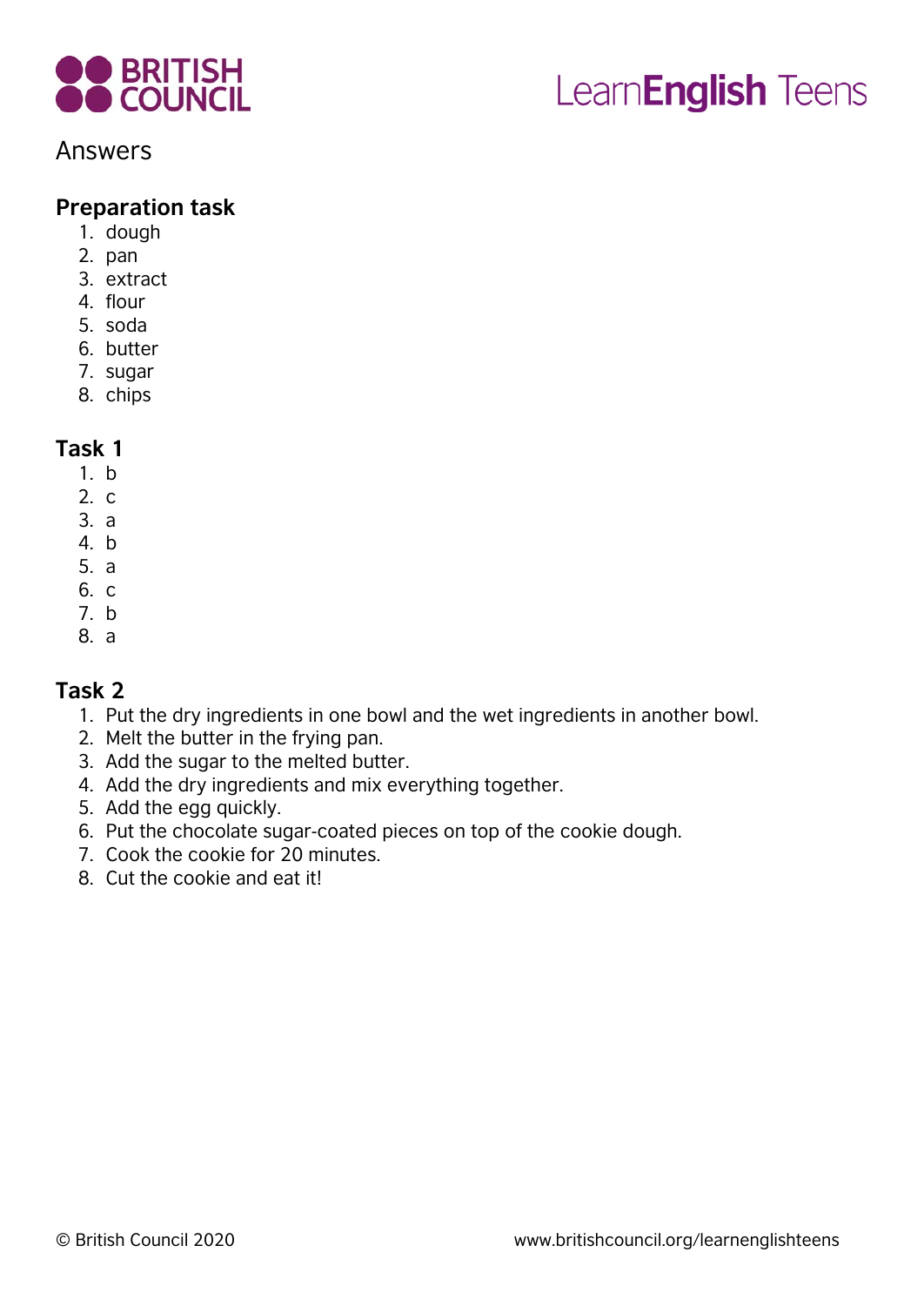# Answers

## Preparation task

1. dough
2. pan
3. extract
4. flour
5. soda
6. butter
7. sugar
8. chips

## Task 1

1. b
2. c
3. a
4. b
5. a
6. c
7. b
8. a

## Task 2

1. Put the dry ingredients in one bowl and the wet ingredients in another bowl.
2. Melt the butter in the frying pan.
3. Add the sugar to the melted butter.
4. Add the dry ingredients and mix everything together.
5. Add the egg quickly.
6. Put the chocolate sugar-coated pieces on top of the cookie dough.
7. Cook the cookie for 20 minutes.
8. Cut the cookie and eat it!